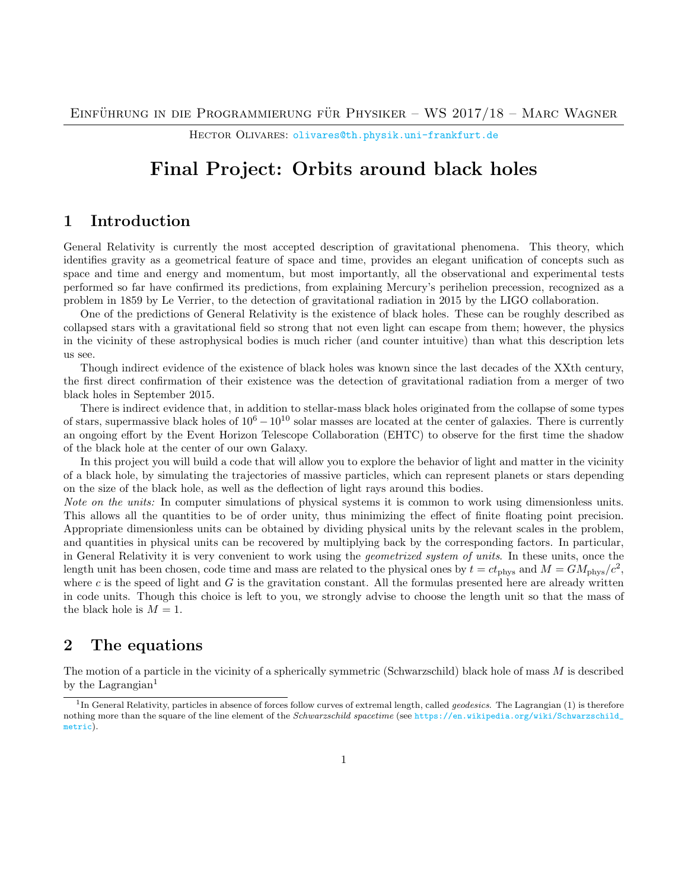Einführung in die Programmierung für Physiker – WS 2017/18 – Marc Wagner

Hector Olivares: olivares@th.physik.uni-frankfurt.de

# Final Project: Orbits around black holes

## 1 Introduction

General Relativity is currently the most accepted description of gravitational phenomena. This theory, which identifies gravity as a geometrical feature of space and time, provides an elegant unification of concepts such as space and time and energy and momentum, but most importantly, all the observational and experimental tests performed so far have confirmed its predictions, from explaining Mercury's perihelion precession, recognized as a problem in 1859 by Le Verrier, to the detection of gravitational radiation in 2015 by the LIGO collaboration.

One of the predictions of General Relativity is the existence of black holes. These can be roughly described as collapsed stars with a gravitational field so strong that not even light can escape from them; however, the physics in the vicinity of these astrophysical bodies is much richer (and counter intuitive) than what this description lets us see.

Though indirect evidence of the existence of black holes was known since the last decades of the XXth century, the first direct confirmation of their existence was the detection of gravitational radiation from a merger of two black holes in September 2015.

There is indirect evidence that, in addition to stellar-mass black holes originated from the collapse of some types of stars, supermassive black holes of $10^6 - 10^{10}$ solar masses are located at the center of galaxies. There is currently an ongoing effort by the Event Horizon Telescope Collaboration (EHTC) to observe for the first time the shadow of the black hole at the center of our own Galaxy.

In this project you will build a code that will allow you to explore the behavior of light and matter in the vicinity of a black hole, by simulating the trajectories of massive particles, which can represent planets or stars depending on the size of the black hole, as well as the deflection of light rays around this bodies.

*Note on the units:* In computer simulations of physical systems it is common to work using dimensionless units. This allows all the quantities to be of order unity, thus minimizing the effect of finite floating point precision. Appropriate dimensionless units can be obtained by dividing physical units by the relevant scales in the problem, and quantities in physical units can be recovered by multiplying back by the corresponding factors. In particular, in General Relativity it is very convenient to work using the *geometrized system of units*. In these units, once the length unit has been chosen, code time and mass are related to the physical ones by $t = ct_{\text{phys}}$ and $M = GM_{\text{phys}}/c^2$, where $c$ is the speed of light and $G$ is the gravitation constant. All the formulas presented here are already written in code units. Though this choice is left to you, we strongly advise to choose the length unit so that the mass of the black hole is $M = 1$.

## 2 The equations

The motion of a particle in the vicinity of a spherically symmetric (Schwarzschild) black hole of mass $M$ is described by the Lagrangian[1]

---

[1] In General Relativity, particles in absence of forces follow curves of extremal length, called *geodesics*. The Lagrangian (1) is therefore nothing more than the square of the line element of the *Schwarzschild spacetime* (see https://en.wikipedia.org/wiki/Schwarzschild_metric).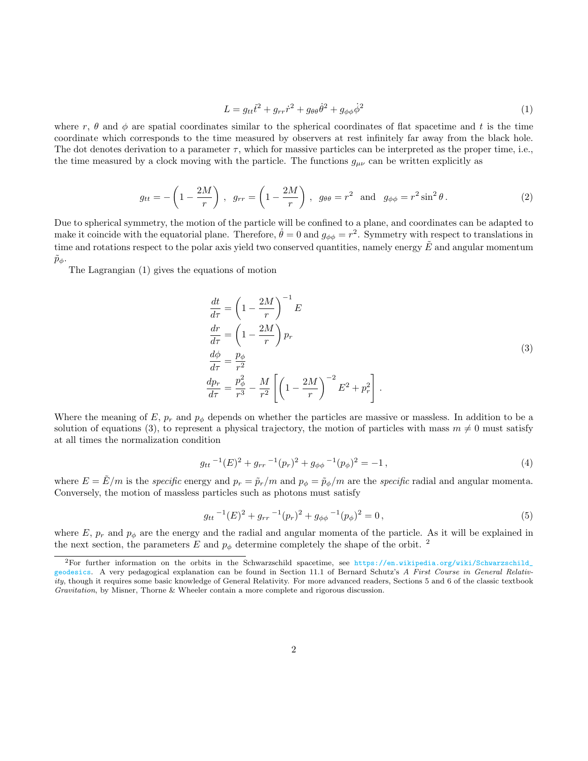$$L = g_{tt}\dot{t}^2 + g_{rr}\dot{r}^2 + g_{\theta\theta}\dot{\theta}^2 + g_{\phi\phi}\dot{\phi}^2 \tag{1}$$

where $r$, $\theta$ and $\phi$ are spatial coordinates similar to the spherical coordinates of flat spacetime and $t$ is the time coordinate which corresponds to the time measured by observers at rest infinitely far away from the black hole. The dot denotes derivation to a parameter $\tau$, which for massive particles can be interpreted as the proper time, i.e., the time measured by a clock moving with the particle. The functions $g_{\mu\nu}$ can be written explicitly as

$$g_{tt} = -\left(1 - \frac{2M}{r}\right)\,, \quad g_{rr} = \left(1 - \frac{2M}{r}\right)\,, \quad g_{\theta\theta} = r^2 \quad \text{and} \quad g_{\phi\phi} = r^2 \sin^2\theta\,. \tag{2}$$

Due to spherical symmetry, the motion of the particle will be confined to a plane, and coordinates can be adapted to make it coincide with the equatorial plane. Therefore, $\dot{\theta} = 0$ and $g_{\phi\phi} = r^2$. Symmetry with respect to translations in time and rotations respect to the polar axis yield two conserved quantities, namely energy $\tilde{E}$ and angular momentum $\tilde{p}_\phi$.

The Lagrangian (1) gives the equations of motion

$$\begin{aligned}
\frac{dt}{d\tau} &= \left(1 - \frac{2M}{r}\right)^{-1} E \\
\frac{dr}{d\tau} &= \left(1 - \frac{2M}{r}\right) p_r \\
\frac{d\phi}{d\tau} &= \frac{p_\phi}{r^2} \\
\frac{dp_r}{d\tau} &= \frac{p_\phi^2}{r^3} - \frac{M}{r^2}\left[\left(1 - \frac{2M}{r}\right)^{-2} E^2 + p_r^2\right].
\end{aligned} \tag{3}$$

Where the meaning of $E$, $p_r$ and $p_\phi$ depends on whether the particles are massive or massless. In addition to be a solution of equations (3), to represent a physical trajectory, the motion of particles with mass $m \neq 0$ must satisfy at all times the normalization condition

$$g_{tt}{}^{-1}(E)^2 + g_{rr}{}^{-1}(p_r)^2 + g_{\phi\phi}{}^{-1}(p_\phi)^2 = -1\,, \tag{4}$$

where $E = \tilde{E}/m$ is the *specific* energy and $p_r = \tilde{p}_r/m$ and $p_\phi = \tilde{p}_\phi/m$ are the *specific* radial and angular momenta. Conversely, the motion of massless particles such as photons must satisfy

$$g_{tt}{}^{-1}(E)^2 + g_{rr}{}^{-1}(p_r)^2 + g_{\phi\phi}{}^{-1}(p_\phi)^2 = 0\,, \tag{5}$$

where $E$, $p_r$ and $p_\phi$ are the energy and the radial and angular momenta of the particle. As it will be explained in the next section, the parameters $E$ and $p_\phi$ determine completely the shape of the orbit. [2]

[2] For further information on the orbits in the Schwarzschild spacetime, see https://en.wikipedia.org/wiki/Schwarzschild_geodesics. A very pedagogical explanation can be found in Section 11.1 of Bernard Schutz's *A First Course in General Relativity*, though it requires some basic knowledge of General Relativity. For more advanced readers, Sections 5 and 6 of the classic textbook *Gravitation*, by Misner, Thorne & Wheeler contain a more complete and rigorous discussion.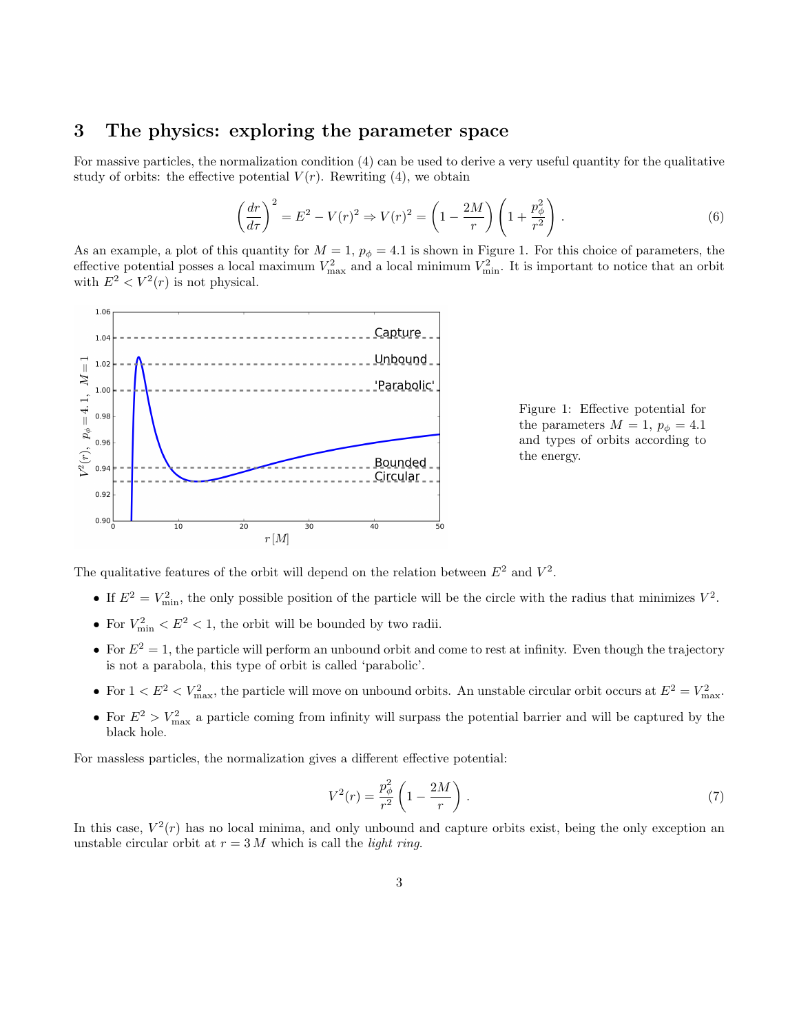## 3 The physics: exploring the parameter space

For massive particles, the normalization condition (4) can be used to derive a very useful quantity for the qualitative study of orbits: the effective potential $V(r)$. Rewriting (4), we obtain

$$\left(\frac{dr}{d\tau}\right)^2 = E^2 - V(r)^2 \Rightarrow V(r)^2 = \left(1 - \frac{2M}{r}\right)\left(1 + \frac{p_\phi^2}{r^2}\right). \tag{6}$$

As an example, a plot of this quantity for $M = 1$, $p_\phi = 4.1$ is shown in Figure 1. For this choice of parameters, the effective potential posses a local maximum $V_{\max}^2$ and a local minimum $V_{\min}^2$. It is important to notice that an orbit with $E^2 < V^2(r)$ is not physical.

Figure 1: Effective potential for the parameters $M = 1$, $p_\phi = 4.1$ and types of orbits according to the energy.

The qualitative features of the orbit will depend on the relation between $E^2$ and $V^2$.

- If $E^2 = V_{\min}^2$, the only possible position of the particle will be the circle with the radius that minimizes $V^2$.
- For $V_{\min}^2 < E^2 < 1$, the orbit will be bounded by two radii.
- For $E^2 = 1$, the particle will perform an unbound orbit and come to rest at infinity. Even though the trajectory is not a parabola, this type of orbit is called 'parabolic'.
- For $1 < E^2 < V_{\max}^2$, the particle will move on unbound orbits. An unstable circular orbit occurs at $E^2 = V_{\max}^2$.
- For $E^2 > V_{\max}^2$ a particle coming from infinity will surpass the potential barrier and will be captured by the black hole.

For massless particles, the normalization gives a different effective potential:

$$V^2(r) = \frac{p_\phi^2}{r^2}\left(1 - \frac{2M}{r}\right). \tag{7}$$

In this case, $V^2(r)$ has no local minima, and only unbound and capture orbits exist, being the only exception an unstable circular orbit at $r = 3\,M$ which is call the *light ring*.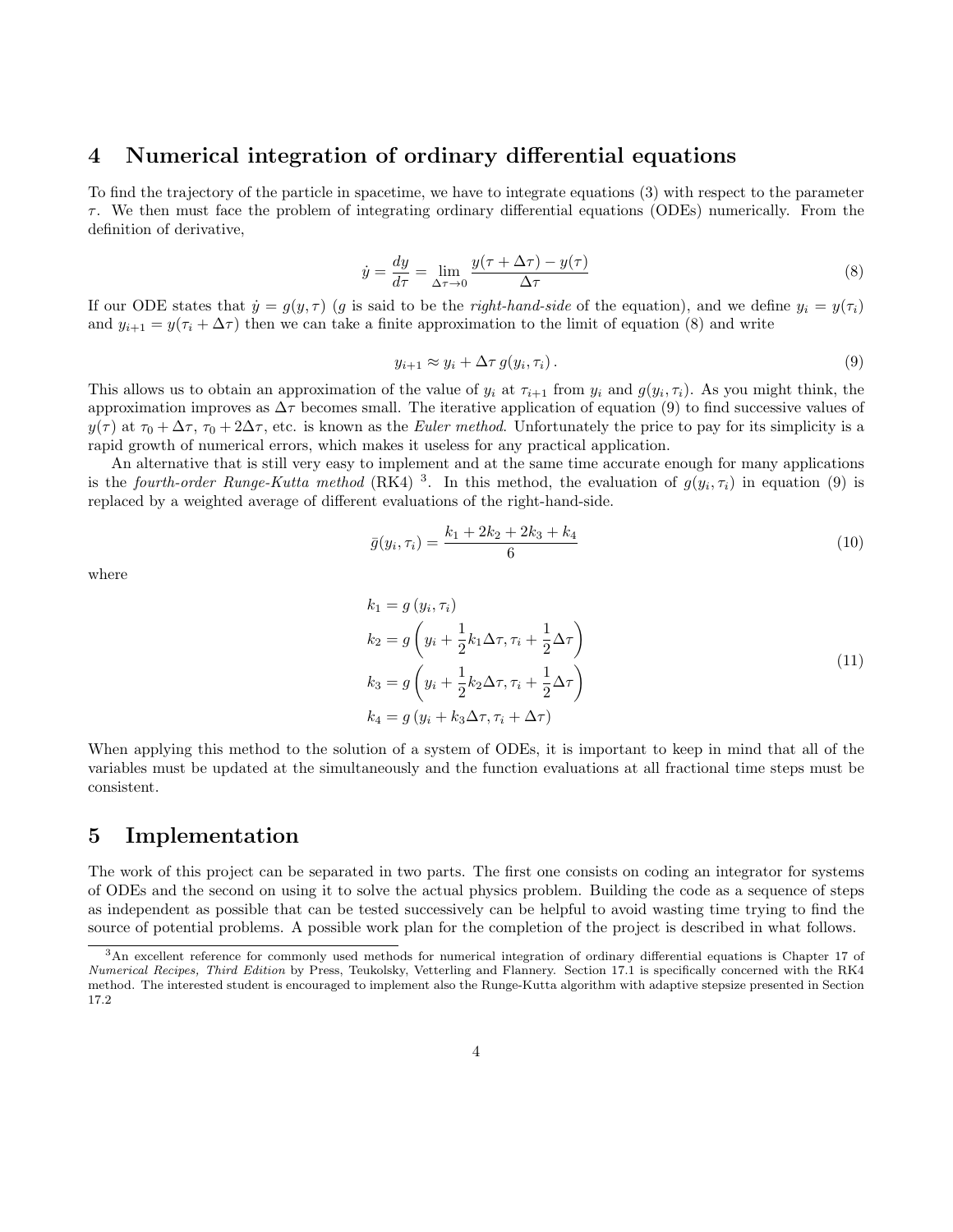## 4 Numerical integration of ordinary differential equations

To find the trajectory of the particle in spacetime, we have to integrate equations (3) with respect to the parameter $\tau$. We then must face the problem of integrating ordinary differential equations (ODEs) numerically. From the definition of derivative,

$$\dot{y} = \frac{dy}{d\tau} = \lim_{\Delta\tau \to 0} \frac{y(\tau + \Delta\tau) - y(\tau)}{\Delta\tau} \tag{8}$$

If our ODE states that $\dot{y} = g(y, \tau)$ ($g$ is said to be the *right-hand-side* of the equation), and we define $y_i = y(\tau_i)$ and $y_{i+1} = y(\tau_i + \Delta\tau)$ then we can take a finite approximation to the limit of equation (8) and write

$$y_{i+1} \approx y_i + \Delta\tau\, g(y_i, \tau_i)\,. \tag{9}$$

This allows us to obtain an approximation of the value of $y_i$ at $\tau_{i+1}$ from $y_i$ and $g(y_i, \tau_i)$. As you might think, the approximation improves as $\Delta\tau$ becomes small. The iterative application of equation (9) to find successive values of $y(\tau)$ at $\tau_0 + \Delta\tau$, $\tau_0 + 2\Delta\tau$, etc. is known as the *Euler method*. Unfortunately the price to pay for its simplicity is a rapid growth of numerical errors, which makes it useless for any practical application.

An alternative that is still very easy to implement and at the same time accurate enough for many applications is the *fourth-order Runge-Kutta method* (RK4) [3]. In this method, the evaluation of $g(y_i, \tau_i)$ in equation (9) is replaced by a weighted average of different evaluations of the right-hand-side.

$$\bar{g}(y_i, \tau_i) = \frac{k_1 + 2k_2 + 2k_3 + k_4}{6} \tag{10}$$

where

$$\begin{aligned}
k_1 &= g\left(y_i, \tau_i\right) \\
k_2 &= g\left(y_i + \frac{1}{2}k_1\Delta\tau, \tau_i + \frac{1}{2}\Delta\tau\right) \\
k_3 &= g\left(y_i + \frac{1}{2}k_2\Delta\tau, \tau_i + \frac{1}{2}\Delta\tau\right) \\
k_4 &= g\left(y_i + k_3\Delta\tau, \tau_i + \Delta\tau\right)
\end{aligned} \tag{11}$$

When applying this method to the solution of a system of ODEs, it is important to keep in mind that all of the variables must be updated at the simultaneously and the function evaluations at all fractional time steps must be consistent.

## 5 Implementation

The work of this project can be separated in two parts. The first one consists on coding an integrator for systems of ODEs and the second on using it to solve the actual physics problem. Building the code as a sequence of steps as independent as possible that can be tested successively can be helpful to avoid wasting time trying to find the source of potential problems. A possible work plan for the completion of the project is described in what follows.

---

[3] An excellent reference for commonly used methods for numerical integration of ordinary differential equations is Chapter 17 of *Numerical Recipes, Third Edition* by Press, Teukolsky, Vetterling and Flannery. Section 17.1 is specifically concerned with the RK4 method. The interested student is encouraged to implement also the Runge-Kutta algorithm with adaptive stepsize presented in Section 17.2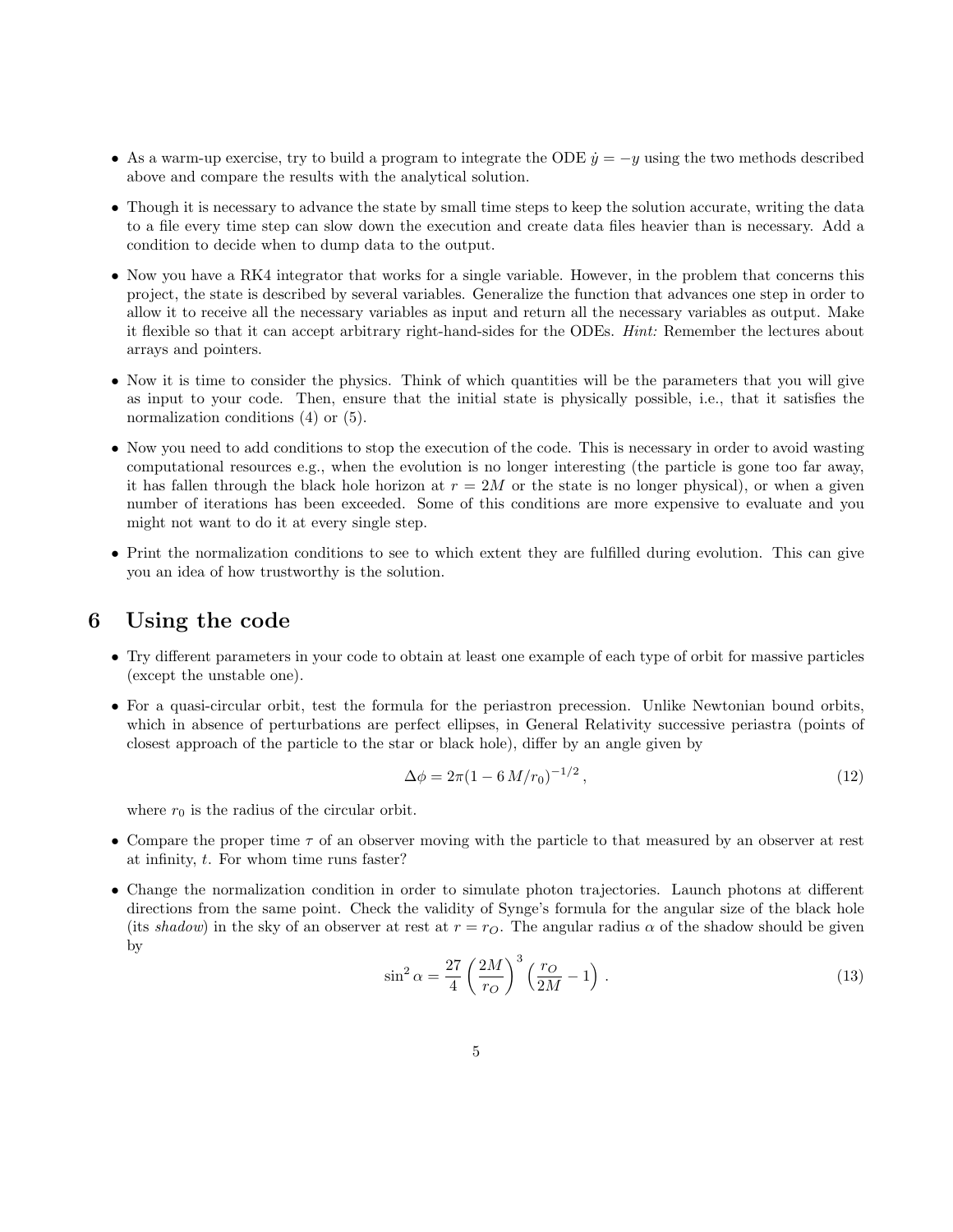- As a warm-up exercise, try to build a program to integrate the ODE $\dot{y} = -y$ using the two methods described above and compare the results with the analytical solution.
- Though it is necessary to advance the state by small time steps to keep the solution accurate, writing the data to a file every time step can slow down the execution and create data files heavier than is necessary. Add a condition to decide when to dump data to the output.
- Now you have a RK4 integrator that works for a single variable. However, in the problem that concerns this project, the state is described by several variables. Generalize the function that advances one step in order to allow it to receive all the necessary variables as input and return all the necessary variables as output. Make it flexible so that it can accept arbitrary right-hand-sides for the ODEs. *Hint:* Remember the lectures about arrays and pointers.
- Now it is time to consider the physics. Think of which quantities will be the parameters that you will give as input to your code. Then, ensure that the initial state is physically possible, i.e., that it satisfies the normalization conditions (4) or (5).
- Now you need to add conditions to stop the execution of the code. This is necessary in order to avoid wasting computational resources e.g., when the evolution is no longer interesting (the particle is gone too far away, it has fallen through the black hole horizon at $r = 2M$ or the state is no longer physical), or when a given number of iterations has been exceeded. Some of this conditions are more expensive to evaluate and you might not want to do it at every single step.
- Print the normalization conditions to see to which extent they are fulfilled during evolution. This can give you an idea of how trustworthy is the solution.

# 6 Using the code

- Try different parameters in your code to obtain at least one example of each type of orbit for massive particles (except the unstable one).
- For a quasi-circular orbit, test the formula for the periastron precession. Unlike Newtonian bound orbits, which in absence of perturbations are perfect ellipses, in General Relativity successive periastra (points of closest approach of the particle to the star or black hole), differ by an angle given by

$$\Delta\phi = 2\pi(1 - 6\,M/r_0)^{-1/2}\,, \tag{12}$$

  where $r_0$ is the radius of the circular orbit.
- Compare the proper time $\tau$ of an observer moving with the particle to that measured by an observer at rest at infinity, $t$. For whom time runs faster?
- Change the normalization condition in order to simulate photon trajectories. Launch photons at different directions from the same point. Check the validity of Synge's formula for the angular size of the black hole (its *shadow*) in the sky of an observer at rest at $r = r_O$. The angular radius $\alpha$ of the shadow should be given by

$$\sin^2\alpha = \frac{27}{4}\left(\frac{2M}{r_O}\right)^3\left(\frac{r_O}{2M} - 1\right)\,. \tag{13}$$